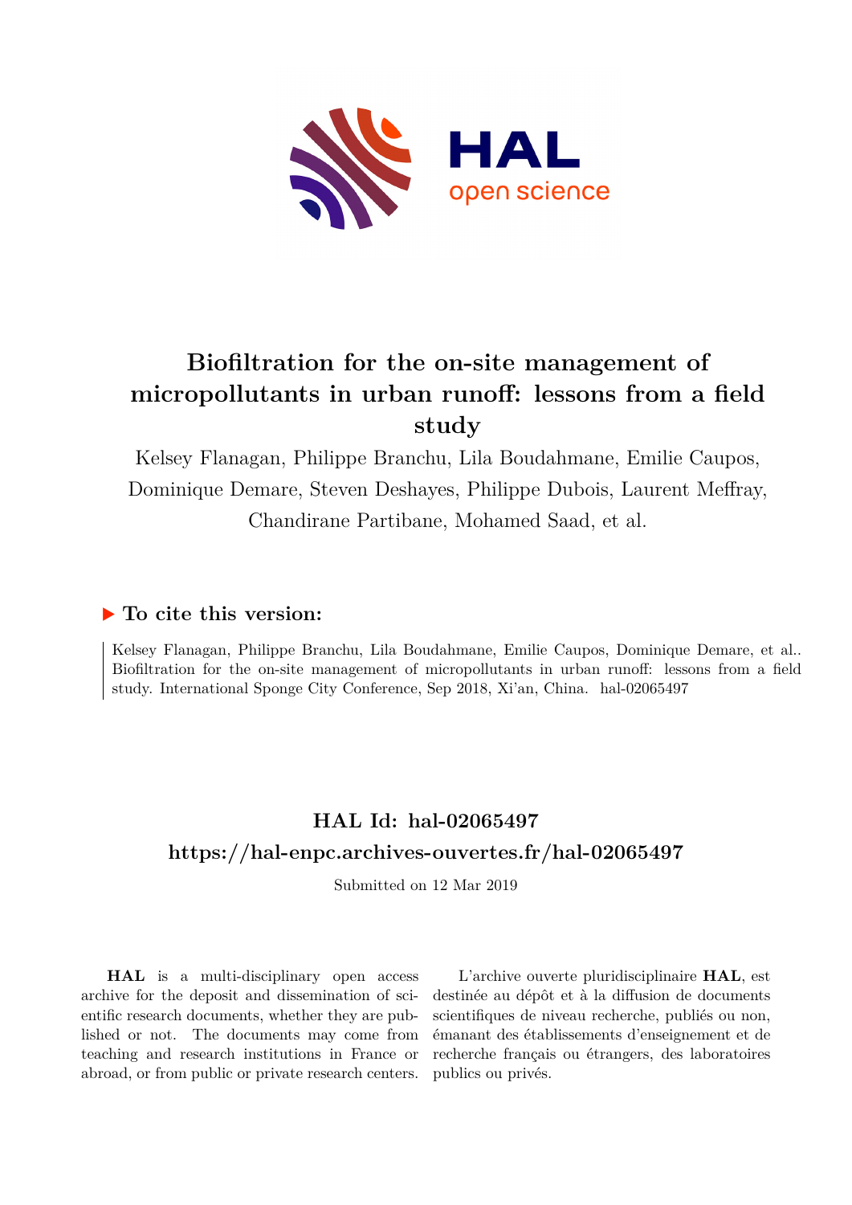# Biofiltration for the on-site management of micropollutants in urban runoff: lessons from a field study

Kelsey Flanagan, Philippe Branchu, Lila Boudahmane, Emilie Caupos, Dominique Demare, Steven Deshayes, Philippe Dubois, Laurent Meffray, Chandirane Partibane, Mohamed Saad, et al.

## ▶ To cite this version:

Kelsey Flanagan, Philippe Branchu, Lila Boudahmane, Emilie Caupos, Dominique Demare, et al.. Biofiltration for the on-site management of micropollutants in urban runoff: lessons from a field study. International Sponge City Conference, Sep 2018, Xi'an, China. hal-02065497

## HAL Id: hal-02065497

## https://hal-enpc.archives-ouvertes.fr/hal-02065497

Submitted on 12 Mar 2019

**HAL** is a multi-disciplinary open access archive for the deposit and dissemination of scientific research documents, whether they are published or not. The documents may come from teaching and research institutions in France or abroad, or from public or private research centers.

L'archive ouverte pluridisciplinaire **HAL**, est destinée au dépôt et à la diffusion de documents scientifiques de niveau recherche, publiés ou non, émanant des établissements d'enseignement et de recherche français ou étrangers, des laboratoires publics ou privés.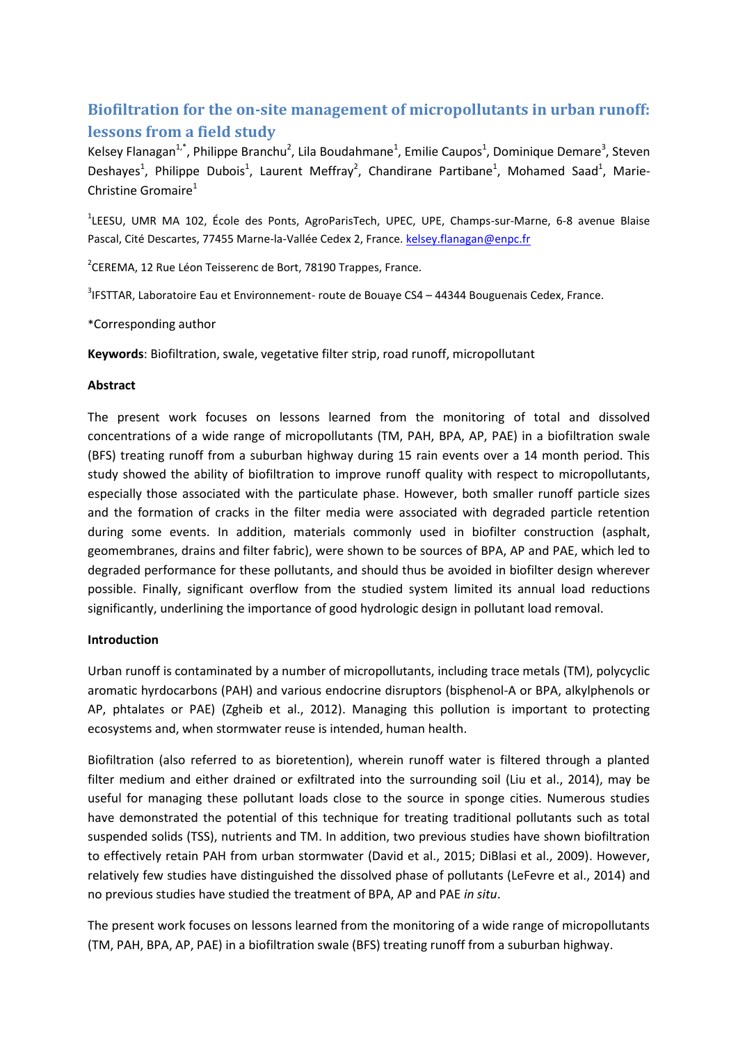# Biofiltration for the on-site management of micropollutants in urban runoff: lessons from a field study

Kelsey Flanagan[1,*], Philippe Branchu[2], Lila Boudahmane[1], Emilie Caupos[1], Dominique Demare[3], Steven Deshayes[1], Philippe Dubois[1], Laurent Meffray[2], Chandirane Partibane[1], Mohamed Saad[1], Marie-Christine Gromaire[1]

[1]LEESU, UMR MA 102, École des Ponts, AgroParisTech, UPEC, UPE, Champs-sur-Marne, 6-8 avenue Blaise Pascal, Cité Descartes, 77455 Marne-la-Vallée Cedex 2, France. kelsey.flanagan@enpc.fr

[2]CEREMA, 12 Rue Léon Teisserenc de Bort, 78190 Trappes, France.

[3]IFSTTAR, Laboratoire Eau et Environnement- route de Bouaye CS4 – 44344 Bouguenais Cedex, France.

*Corresponding author

**Keywords**: Biofiltration, swale, vegetative filter strip, road runoff, micropollutant

**Abstract**

The present work focuses on lessons learned from the monitoring of total and dissolved concentrations of a wide range of micropollutants (TM, PAH, BPA, AP, PAE) in a biofiltration swale (BFS) treating runoff from a suburban highway during 15 rain events over a 14 month period. This study showed the ability of biofiltration to improve runoff quality with respect to micropollutants, especially those associated with the particulate phase. However, both smaller runoff particle sizes and the formation of cracks in the filter media were associated with degraded particle retention during some events. In addition, materials commonly used in biofilter construction (asphalt, geomembranes, drains and filter fabric), were shown to be sources of BPA, AP and PAE, which led to degraded performance for these pollutants, and should thus be avoided in biofilter design wherever possible. Finally, significant overflow from the studied system limited its annual load reductions significantly, underlining the importance of good hydrologic design in pollutant load removal.

**Introduction**

Urban runoff is contaminated by a number of micropollutants, including trace metals (TM), polycyclic aromatic hyrdocarbons (PAH) and various endocrine disruptors (bisphenol-A or BPA, alkylphenols or AP, phtalates or PAE) (Zgheib et al., 2012). Managing this pollution is important to protecting ecosystems and, when stormwater reuse is intended, human health.

Biofiltration (also referred to as bioretention), wherein runoff water is filtered through a planted filter medium and either drained or exfiltrated into the surrounding soil (Liu et al., 2014), may be useful for managing these pollutant loads close to the source in sponge cities. Numerous studies have demonstrated the potential of this technique for treating traditional pollutants such as total suspended solids (TSS), nutrients and TM. In addition, two previous studies have shown biofiltration to effectively retain PAH from urban stormwater (David et al., 2015; DiBlasi et al., 2009). However, relatively few studies have distinguished the dissolved phase of pollutants (LeFevre et al., 2014) and no previous studies have studied the treatment of BPA, AP and PAE *in situ*.

The present work focuses on lessons learned from the monitoring of a wide range of micropollutants (TM, PAH, BPA, AP, PAE) in a biofiltration swale (BFS) treating runoff from a suburban highway.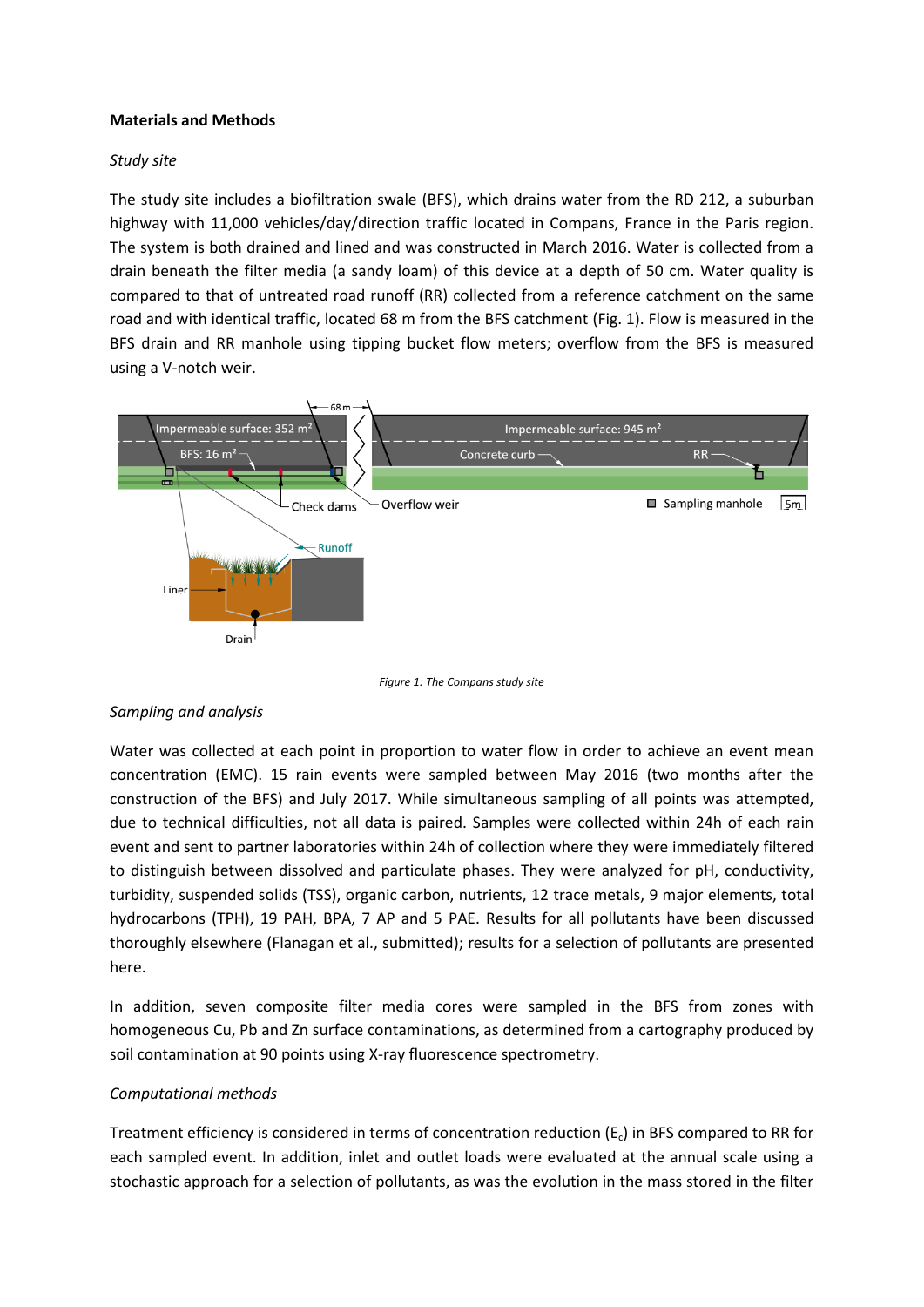**Materials and Methods**

*Study site*

The study site includes a biofiltration swale (BFS), which drains water from the RD 212, a suburban highway with 11,000 vehicles/day/direction traffic located in Compans, France in the Paris region. The system is both drained and lined and was constructed in March 2016. Water is collected from a drain beneath the filter media (a sandy loam) of this device at a depth of 50 cm. Water quality is compared to that of untreated road runoff (RR) collected from a reference catchment on the same road and with identical traffic, located 68 m from the BFS catchment (Fig. 1). Flow is measured in the BFS drain and RR manhole using tipping bucket flow meters; overflow from the BFS is measured using a V-notch weir.

*Figure 1: The Compans study site*

*Sampling and analysis*

Water was collected at each point in proportion to water flow in order to achieve an event mean concentration (EMC). 15 rain events were sampled between May 2016 (two months after the construction of the BFS) and July 2017. While simultaneous sampling of all points was attempted, due to technical difficulties, not all data is paired. Samples were collected within 24h of each rain event and sent to partner laboratories within 24h of collection where they were immediately filtered to distinguish between dissolved and particulate phases. They were analyzed for pH, conductivity, turbidity, suspended solids (TSS), organic carbon, nutrients, 12 trace metals, 9 major elements, total hydrocarbons (TPH), 19 PAH, BPA, 7 AP and 5 PAE. Results for all pollutants have been discussed thoroughly elsewhere (Flanagan et al., submitted); results for a selection of pollutants are presented here.

In addition, seven composite filter media cores were sampled in the BFS from zones with homogeneous Cu, Pb and Zn surface contaminations, as determined from a cartography produced by soil contamination at 90 points using X-ray fluorescence spectrometry.

*Computational methods*

Treatment efficiency is considered in terms of concentration reduction ($E_c$) in BFS compared to RR for each sampled event. In addition, inlet and outlet loads were evaluated at the annual scale using a stochastic approach for a selection of pollutants, as was the evolution in the mass stored in the filter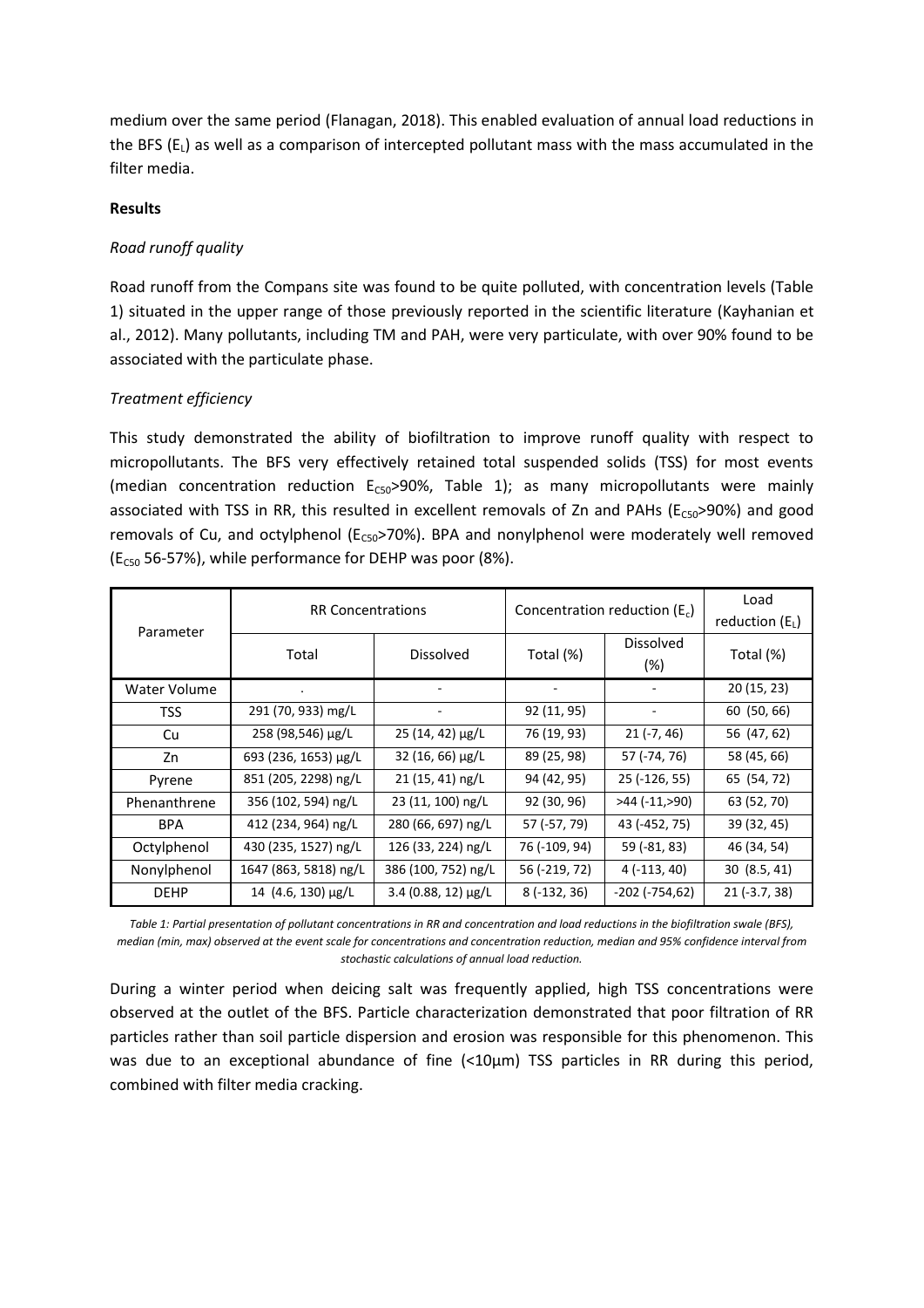medium over the same period (Flanagan, 2018). This enabled evaluation of annual load reductions in the BFS ($E_L$) as well as a comparison of intercepted pollutant mass with the mass accumulated in the filter media.

**Results**

*Road runoff quality*

Road runoff from the Compans site was found to be quite polluted, with concentration levels (Table 1) situated in the upper range of those previously reported in the scientific literature (Kayhanian et al., 2012). Many pollutants, including TM and PAH, were very particulate, with over 90% found to be associated with the particulate phase.

*Treatment efficiency*

This study demonstrated the ability of biofiltration to improve runoff quality with respect to micropollutants. The BFS very effectively retained total suspended solids (TSS) for most events (median concentration reduction $E_{C50}$>90%, Table 1); as many micropollutants were mainly associated with TSS in RR, this resulted in excellent removals of Zn and PAHs ($E_{C50}$>90%) and good removals of Cu, and octylphenol ($E_{C50}$>70%). BPA and nonylphenol were moderately well removed ($E_{C50}$ 56-57%), while performance for DEHP was poor (8%).

| Parameter | RR Concentrations | | Concentration reduction ($E_c$) | | Load reduction ($E_L$) |
|---|---|---|---|---|---|
| | Total | Dissolved | Total (%) | Dissolved (%) | Total (%) |
| Water Volume | . | - | - | - | 20 (15, 23) |
| TSS | 291 (70, 933) mg/L | - | 92 (11, 95) | - | 60 (50, 66) |
| Cu | 258 (98,546) µg/L | 25 (14, 42) µg/L | 76 (19, 93) | 21 (-7, 46) | 56 (47, 62) |
| Zn | 693 (236, 1653) µg/L | 32 (16, 66) µg/L | 89 (25, 98) | 57 (-74, 76) | 58 (45, 66) |
| Pyrene | 851 (205, 2298) ng/L | 21 (15, 41) ng/L | 94 (42, 95) | 25 (-126, 55) | 65 (54, 72) |
| Phenanthrene | 356 (102, 594) ng/L | 23 (11, 100) ng/L | 92 (30, 96) | >44 (-11,>90) | 63 (52, 70) |
| BPA | 412 (234, 964) ng/L | 280 (66, 697) ng/L | 57 (-57, 79) | 43 (-452, 75) | 39 (32, 45) |
| Octylphenol | 430 (235, 1527) ng/L | 126 (33, 224) ng/L | 76 (-109, 94) | 59 (-81, 83) | 46 (34, 54) |
| Nonylphenol | 1647 (863, 5818) ng/L | 386 (100, 752) ng/L | 56 (-219, 72) | 4 (-113, 40) | 30 (8.5, 41) |
| DEHP | 14 (4.6, 130) µg/L | 3.4 (0.88, 12) µg/L | 8 (-132, 36) | -202 (-754,62) | 21 (-3.7, 38) |

*Table 1: Partial presentation of pollutant concentrations in RR and concentration and load reductions in the biofiltration swale (BFS), median (min, max) observed at the event scale for concentrations and concentration reduction, median and 95% confidence interval from stochastic calculations of annual load reduction.*

During a winter period when deicing salt was frequently applied, high TSS concentrations were observed at the outlet of the BFS. Particle characterization demonstrated that poor filtration of RR particles rather than soil particle dispersion and erosion was responsible for this phenomenon. This was due to an exceptional abundance of fine (<10µm) TSS particles in RR during this period, combined with filter media cracking.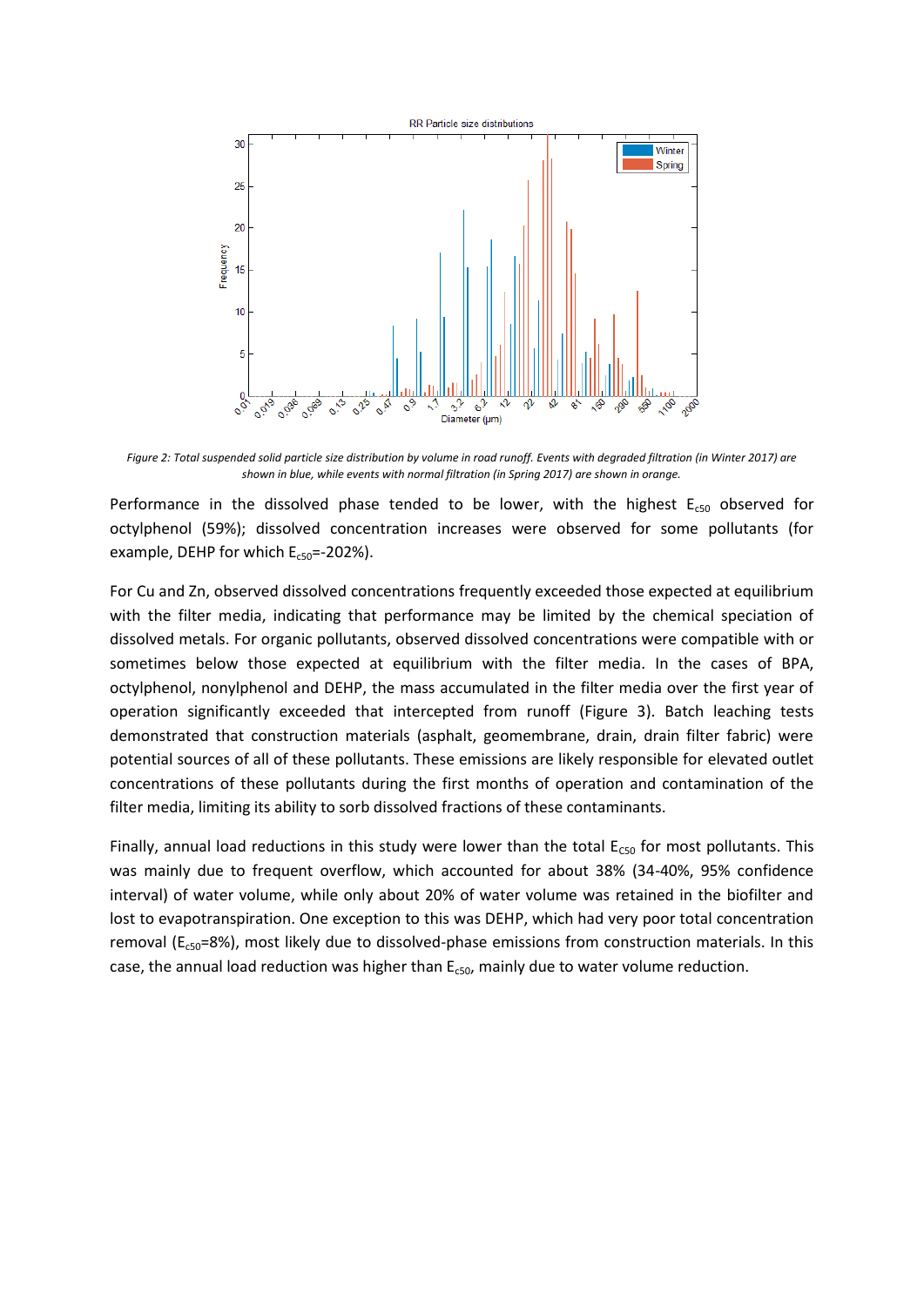*Figure 2: Total suspended solid particle size distribution by volume in road runoff. Events with degraded filtration (in Winter 2017) are shown in blue, while events with normal filtration (in Spring 2017) are shown in orange.*

Performance in the dissolved phase tended to be lower, with the highest $E_{c50}$ observed for octylphenol (59%); dissolved concentration increases were observed for some pollutants (for example, DEHP for which $E_{c50}$=-202%).

For Cu and Zn, observed dissolved concentrations frequently exceeded those expected at equilibrium with the filter media, indicating that performance may be limited by the chemical speciation of dissolved metals. For organic pollutants, observed dissolved concentrations were compatible with or sometimes below those expected at equilibrium with the filter media. In the cases of BPA, octylphenol, nonylphenol and DEHP, the mass accumulated in the filter media over the first year of operation significantly exceeded that intercepted from runoff (Figure 3). Batch leaching tests demonstrated that construction materials (asphalt, geomembrane, drain, drain filter fabric) were potential sources of all of these pollutants. These emissions are likely responsible for elevated outlet concentrations of these pollutants during the first months of operation and contamination of the filter media, limiting its ability to sorb dissolved fractions of these contaminants.

Finally, annual load reductions in this study were lower than the total $E_{C50}$ for most pollutants. This was mainly due to frequent overflow, which accounted for about 38% (34-40%, 95% confidence interval) of water volume, while only about 20% of water volume was retained in the biofilter and lost to evapotranspiration. One exception to this was DEHP, which had very poor total concentration removal ($E_{c50}$=8%), most likely due to dissolved-phase emissions from construction materials. In this case, the annual load reduction was higher than $E_{c50}$, mainly due to water volume reduction.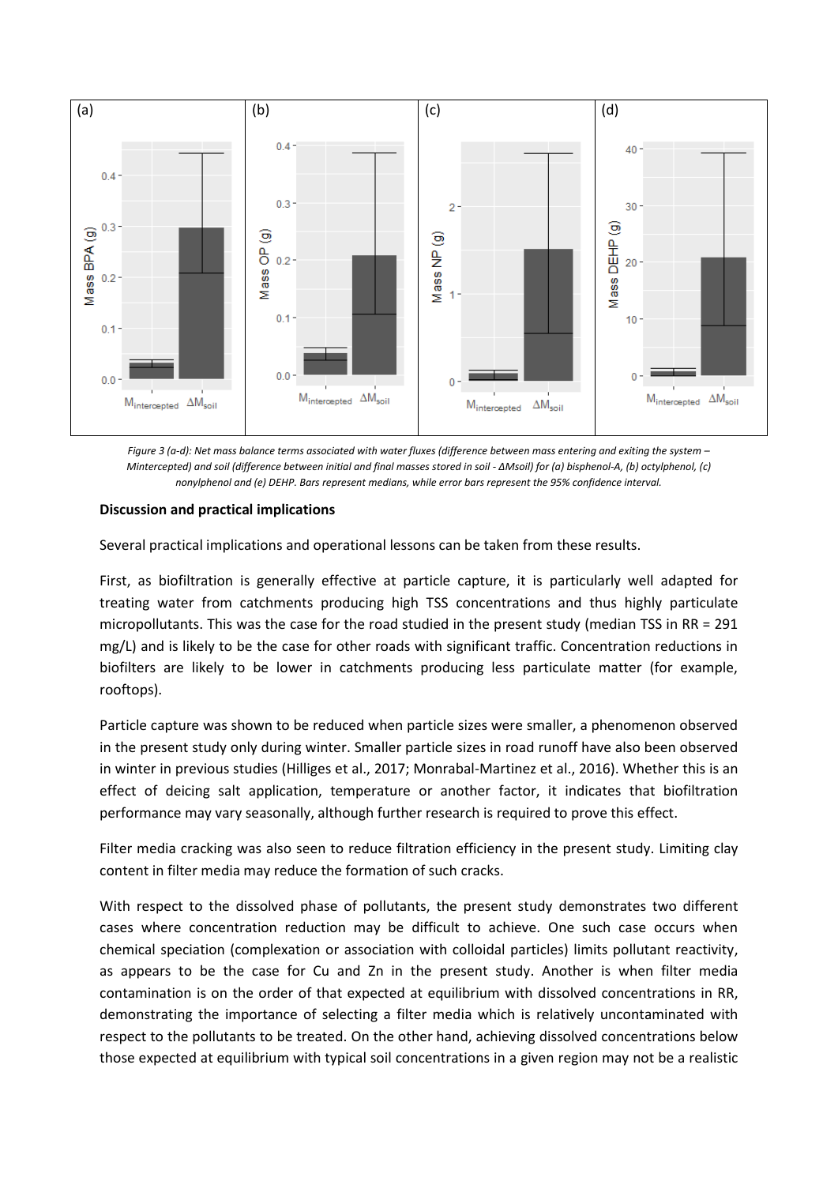*Figure 3 (a-d): Net mass balance terms associated with water fluxes (difference between mass entering and exiting the system – Mintercepted) and soil (difference between initial and final masses stored in soil - ΔMsoil) for (a) bisphenol-A, (b) octylphenol, (c) nonylphenol and (e) DEHP. Bars represent medians, while error bars represent the 95% confidence interval.*

**Discussion and practical implications**

Several practical implications and operational lessons can be taken from these results.

First, as biofiltration is generally effective at particle capture, it is particularly well adapted for treating water from catchments producing high TSS concentrations and thus highly particulate micropollutants. This was the case for the road studied in the present study (median TSS in RR = 291 mg/L) and is likely to be the case for other roads with significant traffic. Concentration reductions in biofilters are likely to be lower in catchments producing less particulate matter (for example, rooftops).

Particle capture was shown to be reduced when particle sizes were smaller, a phenomenon observed in the present study only during winter. Smaller particle sizes in road runoff have also been observed in winter in previous studies (Hilliges et al., 2017; Monrabal-Martinez et al., 2016). Whether this is an effect of deicing salt application, temperature or another factor, it indicates that biofiltration performance may vary seasonally, although further research is required to prove this effect.

Filter media cracking was also seen to reduce filtration efficiency in the present study. Limiting clay content in filter media may reduce the formation of such cracks.

With respect to the dissolved phase of pollutants, the present study demonstrates two different cases where concentration reduction may be difficult to achieve. One such case occurs when chemical speciation (complexation or association with colloidal particles) limits pollutant reactivity, as appears to be the case for Cu and Zn in the present study. Another is when filter media contamination is on the order of that expected at equilibrium with dissolved concentrations in RR, demonstrating the importance of selecting a filter media which is relatively uncontaminated with respect to the pollutants to be treated. On the other hand, achieving dissolved concentrations below those expected at equilibrium with typical soil concentrations in a given region may not be a realistic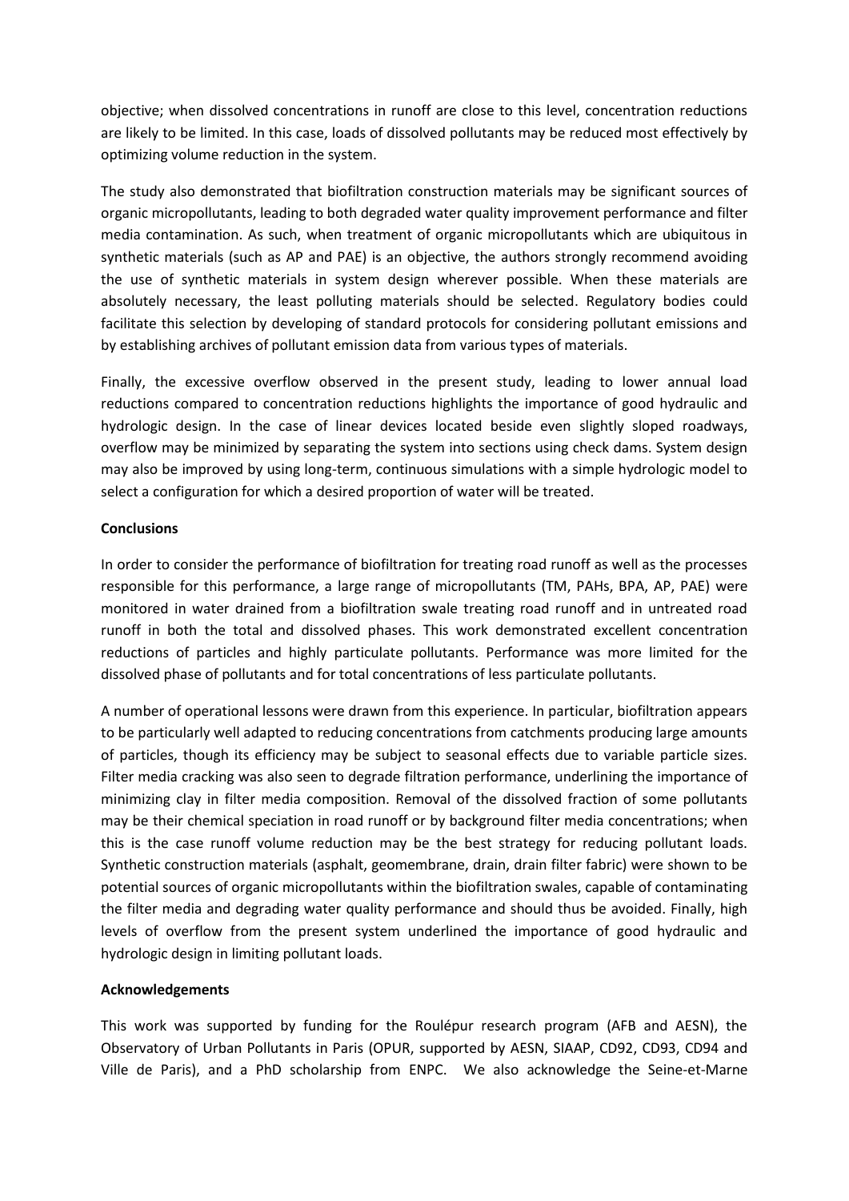objective; when dissolved concentrations in runoff are close to this level, concentration reductions are likely to be limited. In this case, loads of dissolved pollutants may be reduced most effectively by optimizing volume reduction in the system.

The study also demonstrated that biofiltration construction materials may be significant sources of organic micropollutants, leading to both degraded water quality improvement performance and filter media contamination. As such, when treatment of organic micropollutants which are ubiquitous in synthetic materials (such as AP and PAE) is an objective, the authors strongly recommend avoiding the use of synthetic materials in system design wherever possible. When these materials are absolutely necessary, the least polluting materials should be selected. Regulatory bodies could facilitate this selection by developing of standard protocols for considering pollutant emissions and by establishing archives of pollutant emission data from various types of materials.

Finally, the excessive overflow observed in the present study, leading to lower annual load reductions compared to concentration reductions highlights the importance of good hydraulic and hydrologic design. In the case of linear devices located beside even slightly sloped roadways, overflow may be minimized by separating the system into sections using check dams. System design may also be improved by using long-term, continuous simulations with a simple hydrologic model to select a configuration for which a desired proportion of water will be treated.

**Conclusions**

In order to consider the performance of biofiltration for treating road runoff as well as the processes responsible for this performance, a large range of micropollutants (TM, PAHs, BPA, AP, PAE) were monitored in water drained from a biofiltration swale treating road runoff and in untreated road runoff in both the total and dissolved phases. This work demonstrated excellent concentration reductions of particles and highly particulate pollutants. Performance was more limited for the dissolved phase of pollutants and for total concentrations of less particulate pollutants.

A number of operational lessons were drawn from this experience. In particular, biofiltration appears to be particularly well adapted to reducing concentrations from catchments producing large amounts of particles, though its efficiency may be subject to seasonal effects due to variable particle sizes. Filter media cracking was also seen to degrade filtration performance, underlining the importance of minimizing clay in filter media composition. Removal of the dissolved fraction of some pollutants may be their chemical speciation in road runoff or by background filter media concentrations; when this is the case runoff volume reduction may be the best strategy for reducing pollutant loads. Synthetic construction materials (asphalt, geomembrane, drain, drain filter fabric) were shown to be potential sources of organic micropollutants within the biofiltration swales, capable of contaminating the filter media and degrading water quality performance and should thus be avoided. Finally, high levels of overflow from the present system underlined the importance of good hydraulic and hydrologic design in limiting pollutant loads.

**Acknowledgements**

This work was supported by funding for the Roulépur research program (AFB and AESN), the Observatory of Urban Pollutants in Paris (OPUR, supported by AESN, SIAAP, CD92, CD93, CD94 and Ville de Paris), and a PhD scholarship from ENPC. We also acknowledge the Seine-et-Marne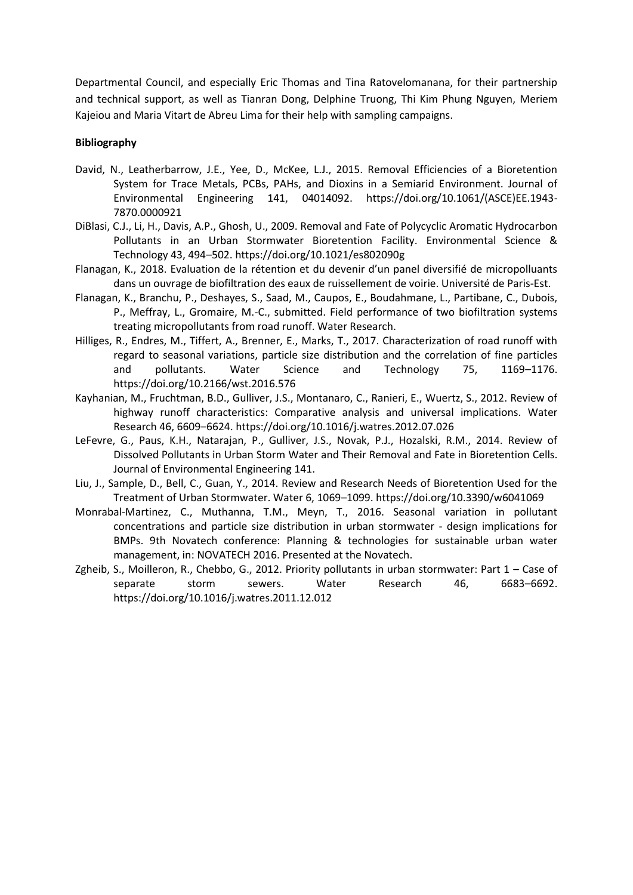Departmental Council, and especially Eric Thomas and Tina Ratovelomanana, for their partnership and technical support, as well as Tianran Dong, Delphine Truong, Thi Kim Phung Nguyen, Meriem Kajeiou and Maria Vitart de Abreu Lima for their help with sampling campaigns.

**Bibliography**

David, N., Leatherbarrow, J.E., Yee, D., McKee, L.J., 2015. Removal Efficiencies of a Bioretention System for Trace Metals, PCBs, PAHs, and Dioxins in a Semiarid Environment. Journal of Environmental Engineering 141, 04014092. https://doi.org/10.1061/(ASCE)EE.1943-7870.0000921

DiBlasi, C.J., Li, H., Davis, A.P., Ghosh, U., 2009. Removal and Fate of Polycyclic Aromatic Hydrocarbon Pollutants in an Urban Stormwater Bioretention Facility. Environmental Science & Technology 43, 494–502. https://doi.org/10.1021/es802090g

Flanagan, K., 2018. Evaluation de la rétention et du devenir d'un panel diversifié de micropolluants dans un ouvrage de biofiltration des eaux de ruissellement de voirie. Université de Paris-Est.

Flanagan, K., Branchu, P., Deshayes, S., Saad, M., Caupos, E., Boudahmane, L., Partibane, C., Dubois, P., Meffray, L., Gromaire, M.-C., submitted. Field performance of two biofiltration systems treating micropollutants from road runoff. Water Research.

Hilliges, R., Endres, M., Tiffert, A., Brenner, E., Marks, T., 2017. Characterization of road runoff with regard to seasonal variations, particle size distribution and the correlation of fine particles and pollutants. Water Science and Technology 75, 1169–1176. https://doi.org/10.2166/wst.2016.576

Kayhanian, M., Fruchtman, B.D., Gulliver, J.S., Montanaro, C., Ranieri, E., Wuertz, S., 2012. Review of highway runoff characteristics: Comparative analysis and universal implications. Water Research 46, 6609–6624. https://doi.org/10.1016/j.watres.2012.07.026

LeFevre, G., Paus, K.H., Natarajan, P., Gulliver, J.S., Novak, P.J., Hozalski, R.M., 2014. Review of Dissolved Pollutants in Urban Storm Water and Their Removal and Fate in Bioretention Cells. Journal of Environmental Engineering 141.

Liu, J., Sample, D., Bell, C., Guan, Y., 2014. Review and Research Needs of Bioretention Used for the Treatment of Urban Stormwater. Water 6, 1069–1099. https://doi.org/10.3390/w6041069

Monrabal-Martinez, C., Muthanna, T.M., Meyn, T., 2016. Seasonal variation in pollutant concentrations and particle size distribution in urban stormwater - design implications for BMPs. 9th Novatech conference: Planning & technologies for sustainable urban water management, in: NOVATECH 2016. Presented at the Novatech.

Zgheib, S., Moilleron, R., Chebbo, G., 2012. Priority pollutants in urban stormwater: Part 1 – Case of separate storm sewers. Water Research 46, 6683–6692. https://doi.org/10.1016/j.watres.2011.12.012